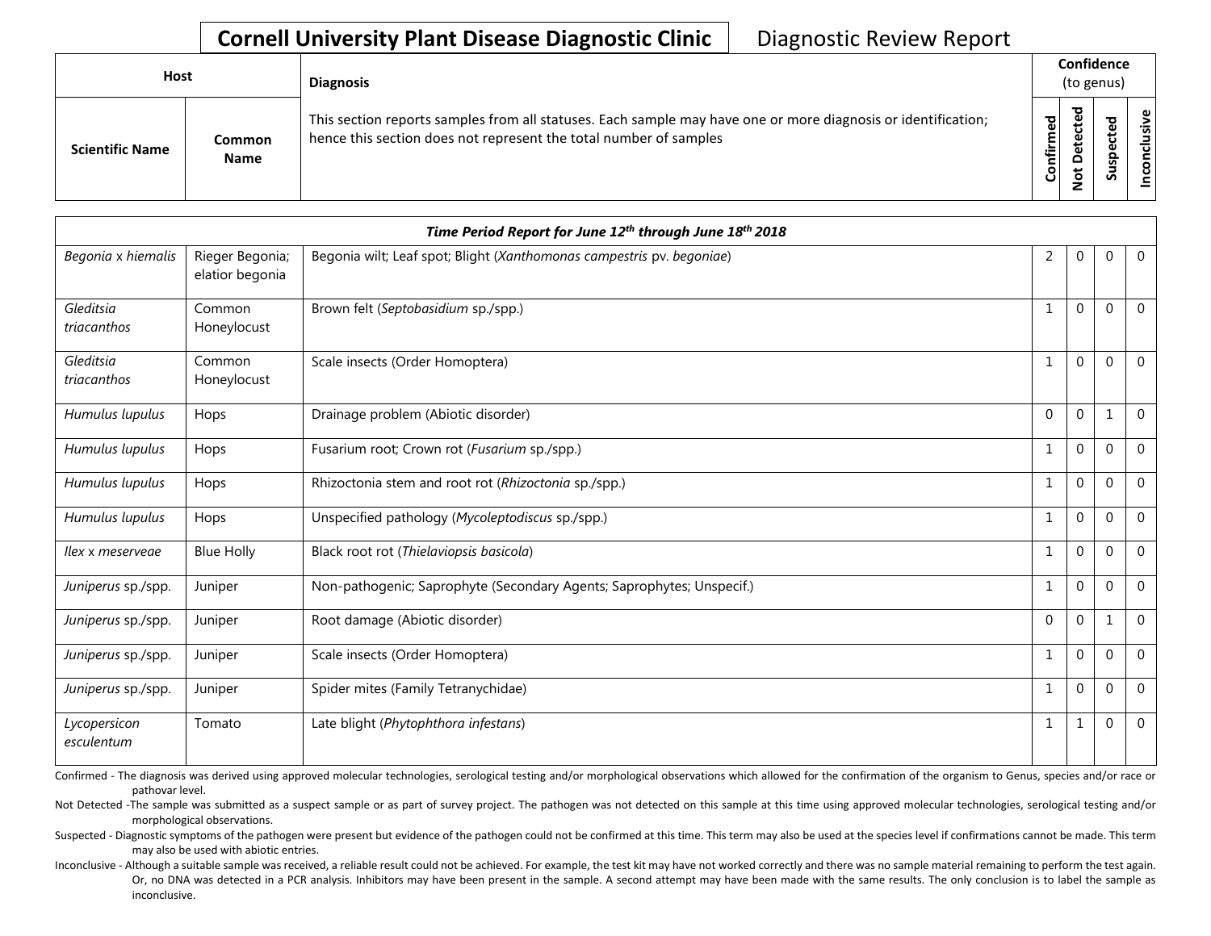## Cornell University Plant Disease Diagnostic Clinic — Diagnostic Review Report

| Host | | Diagnosis | Confidence (to genus) | | | |
|---|---|---|---|---|---|---|
| **Scientific Name** | **Common Name** | This section reports samples from all statuses. Each sample may have one or more diagnosis or identification; hence this section does not represent the total number of samples | **Confirmed** | **Not Detected** | **Suspected** | **Inconclusive** |
| ***Time Period Report for June 12th through June 18th 2018*** | | | | | | |
| *Begonia* x *hiemalis* | Rieger Begonia; elatior begonia | Begonia wilt; Leaf spot; Blight (*Xanthomonas campestris* pv. *begoniae*) | 2 | 0 | 0 | 0 |
| *Gleditsia triacanthos* | Common Honeylocust | Brown felt (*Septobasidium* sp./spp.) | 1 | 0 | 0 | 0 |
| *Gleditsia triacanthos* | Common Honeylocust | Scale insects (Order Homoptera) | 1 | 0 | 0 | 0 |
| *Humulus lupulus* | Hops | Drainage problem (Abiotic disorder) | 0 | 0 | 1 | 0 |
| *Humulus lupulus* | Hops | Fusarium root; Crown rot (*Fusarium* sp./spp.) | 1 | 0 | 0 | 0 |
| *Humulus lupulus* | Hops | Rhizoctonia stem and root rot (*Rhizoctonia* sp./spp.) | 1 | 0 | 0 | 0 |
| *Humulus lupulus* | Hops | Unspecified pathology (*Mycoleptodiscus* sp./spp.) | 1 | 0 | 0 | 0 |
| *Ilex* x *meserveae* | Blue Holly | Black root rot (*Thielaviopsis basicola*) | 1 | 0 | 0 | 0 |
| *Juniperus* sp./spp. | Juniper | Non-pathogenic; Saprophyte (Secondary Agents; Saprophytes; Unspecif.) | 1 | 0 | 0 | 0 |
| *Juniperus* sp./spp. | Juniper | Root damage (Abiotic disorder) | 0 | 0 | 1 | 0 |
| *Juniperus* sp./spp. | Juniper | Scale insects (Order Homoptera) | 1 | 0 | 0 | 0 |
| *Juniperus* sp./spp. | Juniper | Spider mites (Family Tetranychidae) | 1 | 0 | 0 | 0 |
| *Lycopersicon esculentum* | Tomato | Late blight (*Phytophthora infestans*) | 1 | 1 | 0 | 0 |

Confirmed - The diagnosis was derived using approved molecular technologies, serological testing and/or morphological observations which allowed for the confirmation of the organism to Genus, species and/or race or pathovar level.

Not Detected -The sample was submitted as a suspect sample or as part of survey project. The pathogen was not detected on this sample at this time using approved molecular technologies, serological testing and/or morphological observations.

Suspected - Diagnostic symptoms of the pathogen were present but evidence of the pathogen could not be confirmed at this time. This term may also be used at the species level if confirmations cannot be made. This term may also be used with abiotic entries.

Inconclusive - Although a suitable sample was received, a reliable result could not be achieved. For example, the test kit may have not worked correctly and there was no sample material remaining to perform the test again. Or, no DNA was detected in a PCR analysis. Inhibitors may have been present in the sample. A second attempt may have been made with the same results. The only conclusion is to label the sample as inconclusive.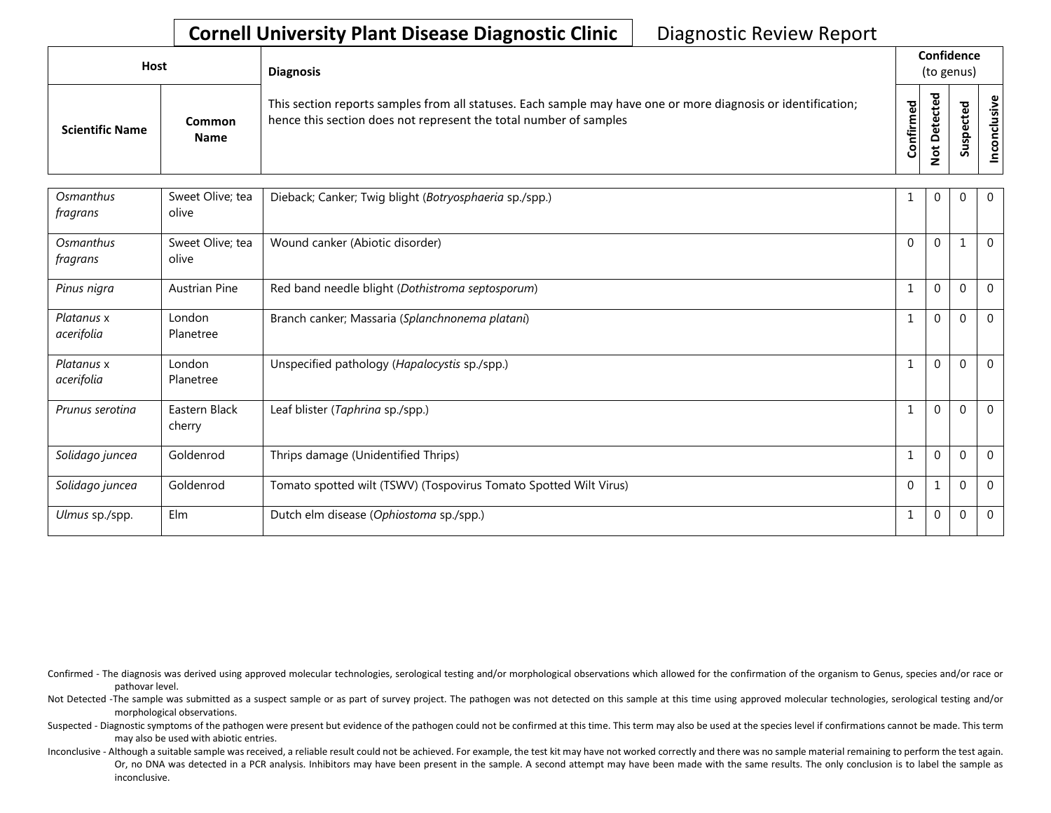**Cornell University Plant Disease Diagnostic Clinic** Diagnostic Review Report

| Host | | Diagnosis | Confidence (to genus) | | | |
|---|---|---|---|---|---|---|
| Scientific Name | Common Name | This section reports samples from all statuses. Each sample may have one or more diagnosis or identification; hence this section does not represent the total number of samples | Confirmed | Not Detected | Suspected | Inconclusive |
| *Osmanthus fragrans* | Sweet Olive; tea olive | Dieback; Canker; Twig blight (*Botryosphaeria* sp./spp.) | 1 | 0 | 0 | 0 |
| *Osmanthus fragrans* | Sweet Olive; tea olive | Wound canker (Abiotic disorder) | 0 | 0 | 1 | 0 |
| *Pinus nigra* | Austrian Pine | Red band needle blight (*Dothistroma septosporum*) | 1 | 0 | 0 | 0 |
| *Platanus* x *acerifolia* | London Planetree | Branch canker; Massaria (*Splanchnonema platani*) | 1 | 0 | 0 | 0 |
| *Platanus* x *acerifolia* | London Planetree | Unspecified pathology (*Hapalocystis* sp./spp.) | 1 | 0 | 0 | 0 |
| *Prunus serotina* | Eastern Black cherry | Leaf blister (*Taphrina* sp./spp.) | 1 | 0 | 0 | 0 |
| *Solidago juncea* | Goldenrod | Thrips damage (Unidentified Thrips) | 1 | 0 | 0 | 0 |
| *Solidago juncea* | Goldenrod | Tomato spotted wilt (TSWV) (Tospovirus Tomato Spotted Wilt Virus) | 0 | 1 | 0 | 0 |
| *Ulmus* sp./spp. | Elm | Dutch elm disease (*Ophiostoma* sp./spp.) | 1 | 0 | 0 | 0 |

Confirmed - The diagnosis was derived using approved molecular technologies, serological testing and/or morphological observations which allowed for the confirmation of the organism to Genus, species and/or race or pathovar level.

Not Detected -The sample was submitted as a suspect sample or as part of survey project. The pathogen was not detected on this sample at this time using approved molecular technologies, serological testing and/or morphological observations.

Suspected - Diagnostic symptoms of the pathogen were present but evidence of the pathogen could not be confirmed at this time. This term may also be used at the species level if confirmations cannot be made. This term may also be used with abiotic entries.

Inconclusive - Although a suitable sample was received, a reliable result could not be achieved. For example, the test kit may have not worked correctly and there was no sample material remaining to perform the test again. Or, no DNA was detected in a PCR analysis. Inhibitors may have been present in the sample. A second attempt may have been made with the same results. The only conclusion is to label the sample as inconclusive.